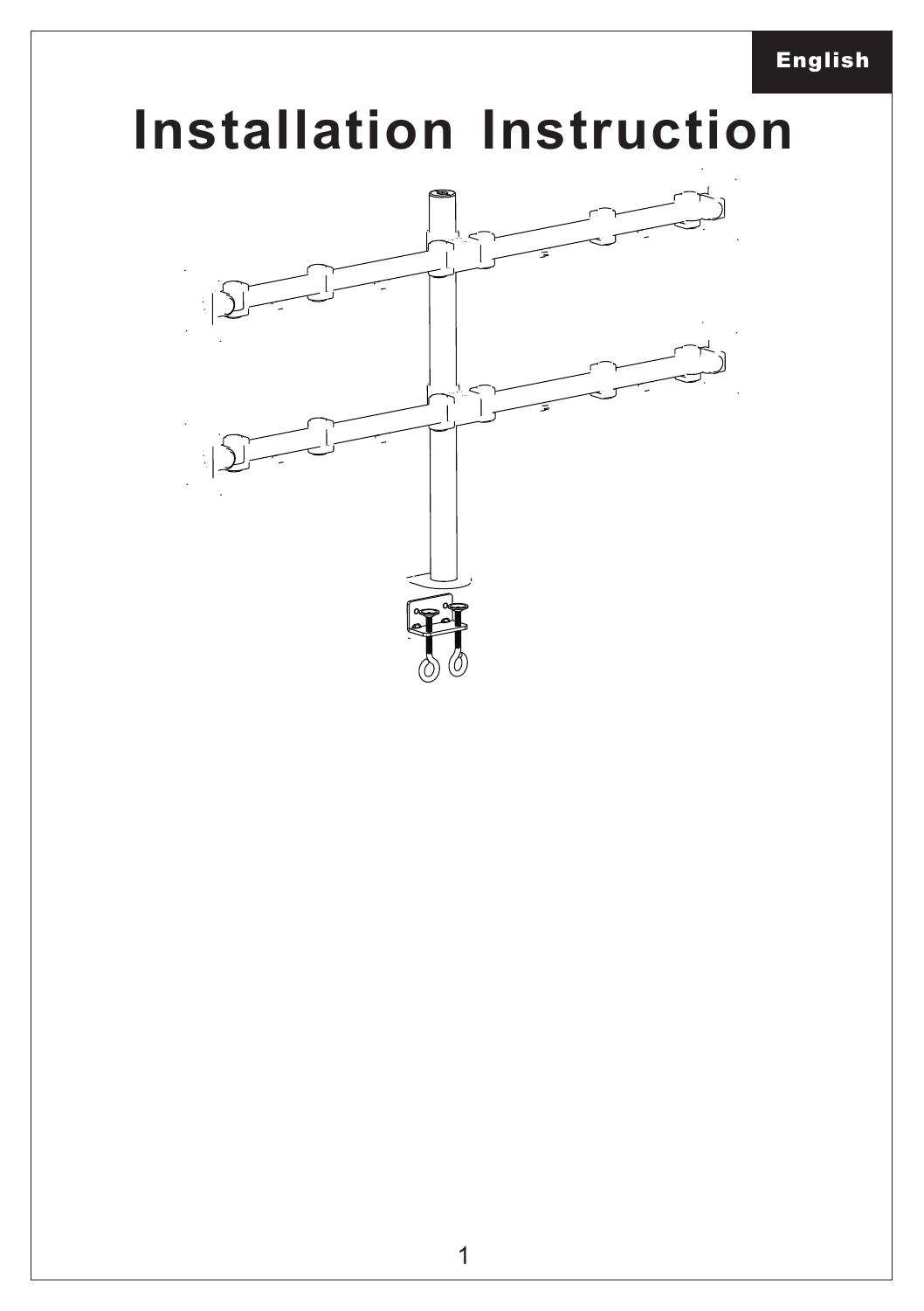English

# Installation Instruction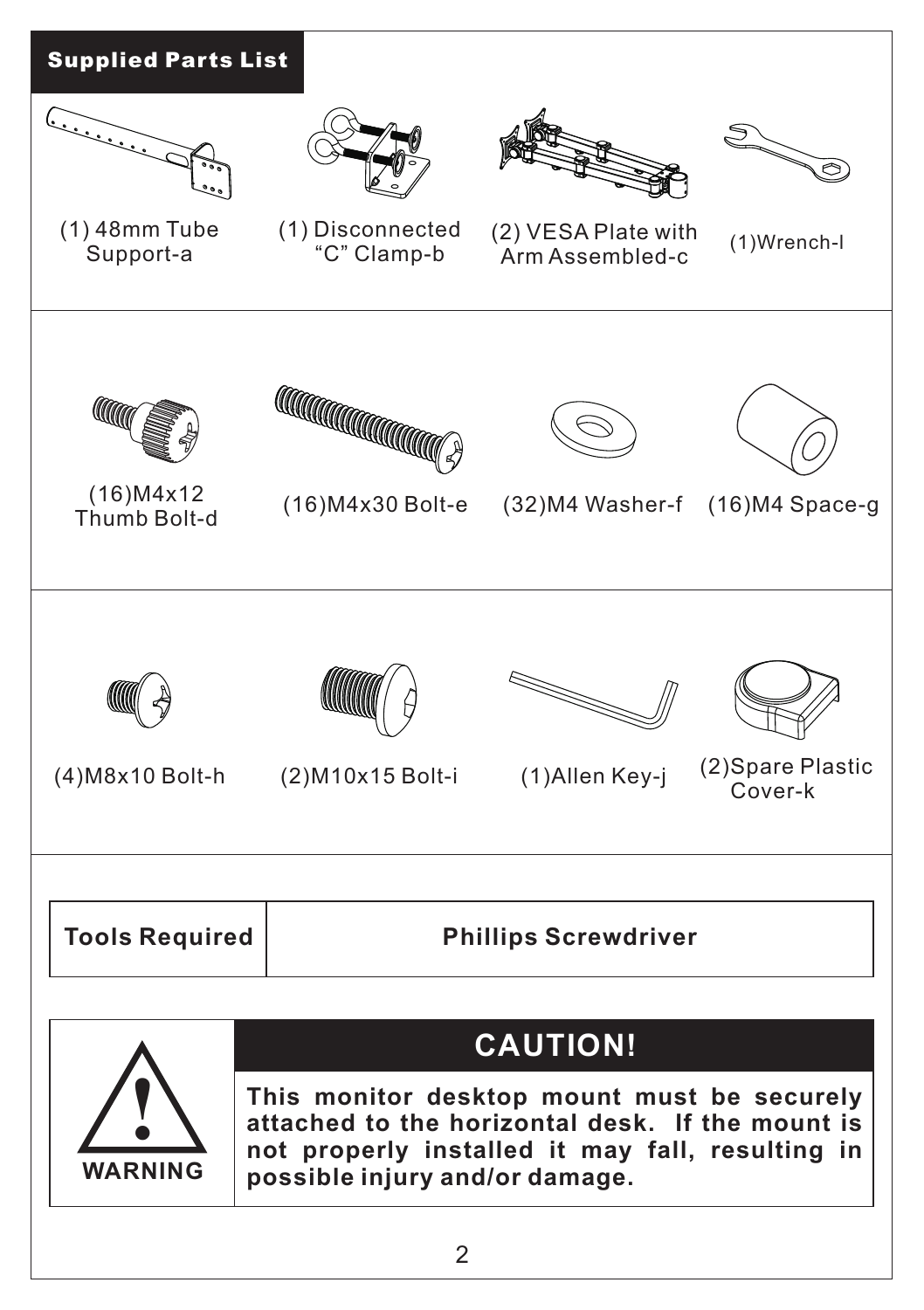## Supplied Parts List

(1) 48mm Tube Support-a

(1) Disconnected "C" Clamp-b

(2) VESA Plate with Arm Assembled-c

(1)Wrench-l

(16)M4x12 Thumb Bolt-d

(16)M4x30 Bolt-e

(32)M4 Washer-f

(16)M4 Space-g

(4)M8x10 Bolt-h

(2)M10x15 Bolt-i

(1)Allen Key-j

(2)Spare Plastic Cover-k

| Tools Required | Phillips Screwdriver |
| --- | --- |

**WARNING**

## CAUTION!

**This monitor desktop mount must be securely attached to the horizontal desk. If the mount is not properly installed it may fall, resulting in possible injury and/or damage.**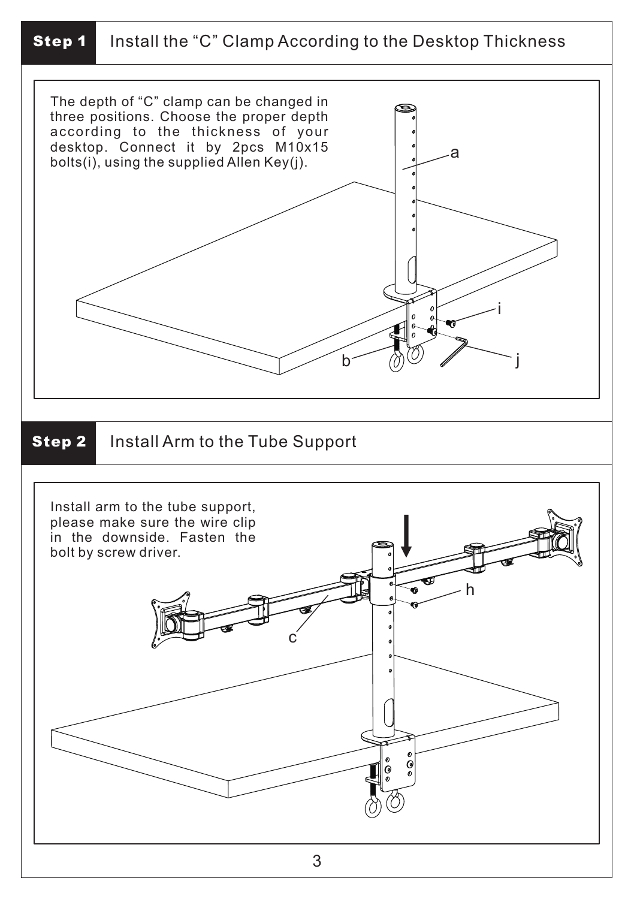## Step 1 Install the “C” Clamp According to the Desktop Thickness

The depth of “C” clamp can be changed in three positions. Choose the proper depth according to the thickness of your desktop. Connect it by 2pcs M10x15 bolts(i), using the supplied Allen Key(j).

a

i

b

j

## Step 2 Install Arm to the Tube Support

Install arm to the tube support, please make sure the wire clip in the downside. Fasten the bolt by screw driver.

h

c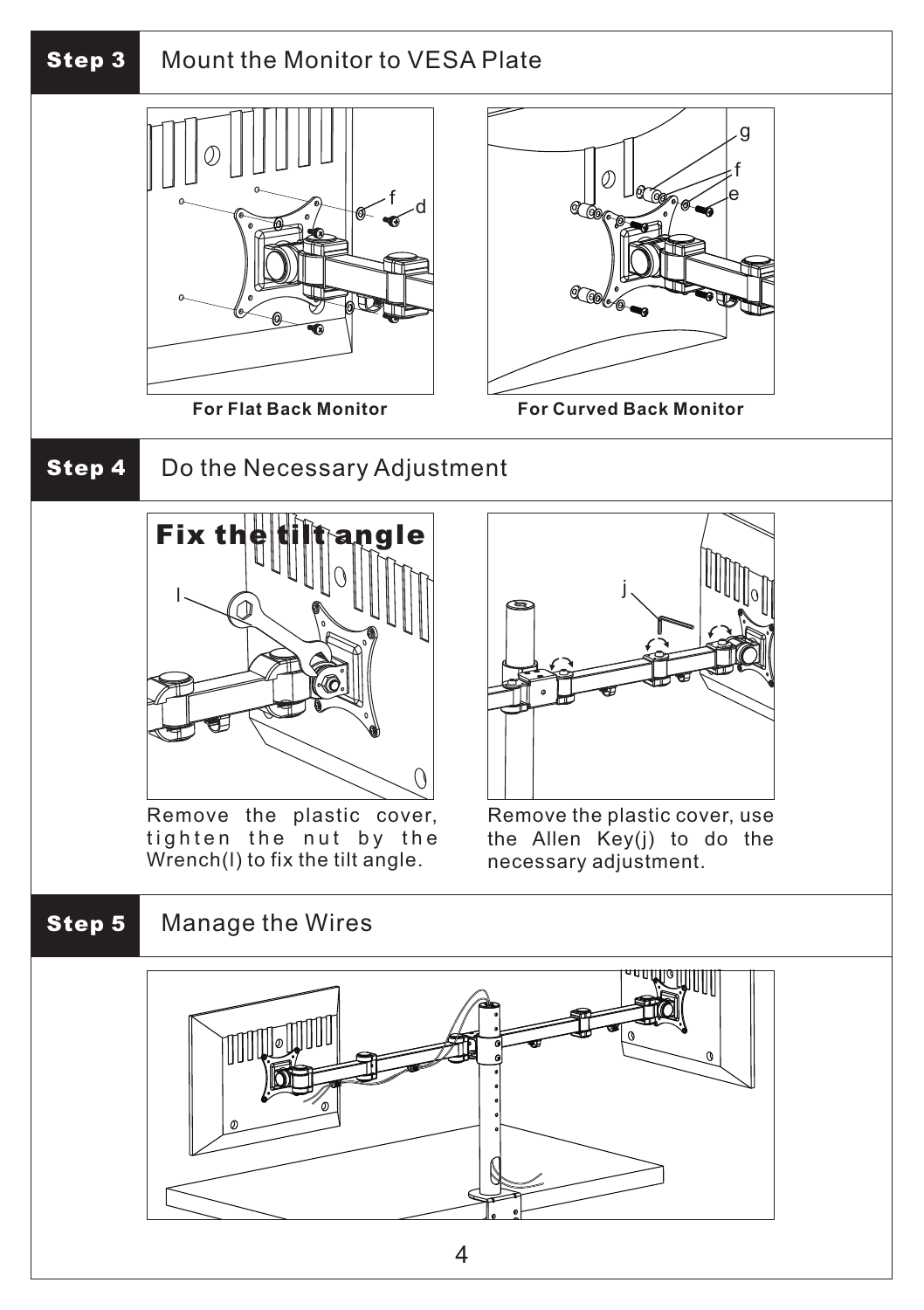## Step 3 Mount the Monitor to VESA Plate

For Flat Back Monitor

For Curved Back Monitor

## Step 4 Do the Necessary Adjustment

**Fix the tilt angle**

Remove the plastic cover, tighten the nut by the Wrench(l) to fix the tilt angle.

Remove the plastic cover, use the Allen Key(j) to do the necessary adjustment.

## Step 5 Manage the Wires